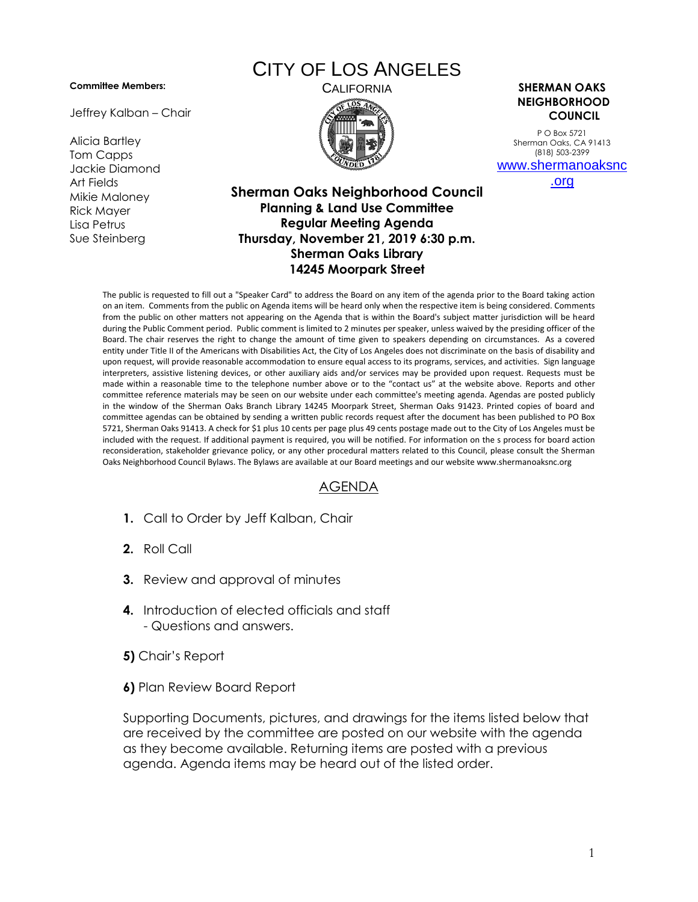# CITY OF LOS ANGELES

CALIFORNIA

**Committee Members:**

Jeffrey Kalban – Chair

Alicia Bartley
Tom Capps
Jackie Diamond
Art Fields
Mikie Maloney
Rick Mayer
Lisa Petrus
Sue Steinberg

**SHERMAN OAKS NEIGHBORHOOD COUNCIL**

P O Box 5721
Sherman Oaks, CA 91413
(818) 503-2399
www.shermanoaksnc.org

**Sherman Oaks Neighborhood Council**
**Planning & Land Use Committee**
**Regular Meeting Agenda**
**Thursday, November 21, 2019 6:30 p.m.**
**Sherman Oaks Library**
**14245 Moorpark Street**

The public is requested to fill out a "Speaker Card" to address the Board on any item of the agenda prior to the Board taking action on an item. Comments from the public on Agenda items will be heard only when the respective item is being considered. Comments from the public on other matters not appearing on the Agenda that is within the Board's subject matter jurisdiction will be heard during the Public Comment period. Public comment is limited to 2 minutes per speaker, unless waived by the presiding officer of the Board. The chair reserves the right to change the amount of time given to speakers depending on circumstances. As a covered entity under Title II of the Americans with Disabilities Act, the City of Los Angeles does not discriminate on the basis of disability and upon request, will provide reasonable accommodation to ensure equal access to its programs, services, and activities. Sign language interpreters, assistive listening devices, or other auxiliary aids and/or services may be provided upon request. Requests must be made within a reasonable time to the telephone number above or to the "contact us" at the website above. Reports and other committee reference materials may be seen on our website under each committee's meeting agenda. Agendas are posted publicly in the window of the Sherman Oaks Branch Library 14245 Moorpark Street, Sherman Oaks 91423. Printed copies of board and committee agendas can be obtained by sending a written public records request after the document has been published to PO Box 5721, Sherman Oaks 91413. A check for $1 plus 10 cents per page plus 49 cents postage made out to the City of Los Angeles must be included with the request. If additional payment is required, you will be notified. For information on the s process for board action reconsideration, stakeholder grievance policy, or any other procedural matters related to this Council, please consult the Sherman Oaks Neighborhood Council Bylaws. The Bylaws are available at our Board meetings and our website www.shermanoaksnc.org

## AGENDA

**1.** Call to Order by Jeff Kalban, Chair

**2.** Roll Call

**3.** Review and approval of minutes

**4.** Introduction of elected officials and staff
- Questions and answers.

**5)** Chair's Report

**6)** Plan Review Board Report

Supporting Documents, pictures, and drawings for the items listed below that are received by the committee are posted on our website with the agenda as they become available. Returning items are posted with a previous agenda. Agenda items may be heard out of the listed order.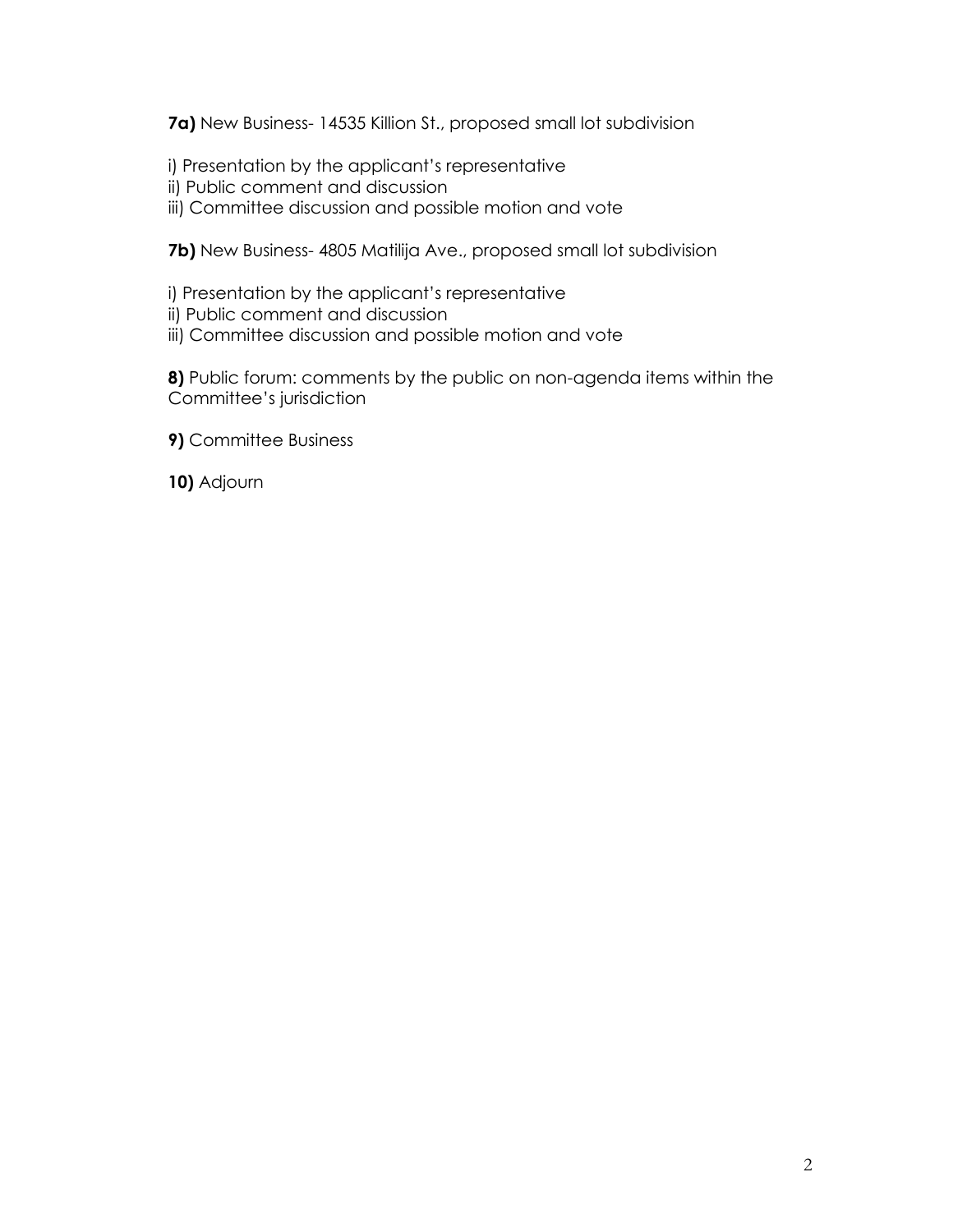**7a)** New Business- 14535 Killion St., proposed small lot subdivision

i) Presentation by the applicant's representative
ii) Public comment and discussion
iii) Committee discussion and possible motion and vote

**7b)** New Business- 4805 Matilija Ave., proposed small lot subdivision

i) Presentation by the applicant's representative
ii) Public comment and discussion
iii) Committee discussion and possible motion and vote

**8)** Public forum: comments by the public on non-agenda items within the Committee's jurisdiction

**9)** Committee Business

**10)** Adjourn